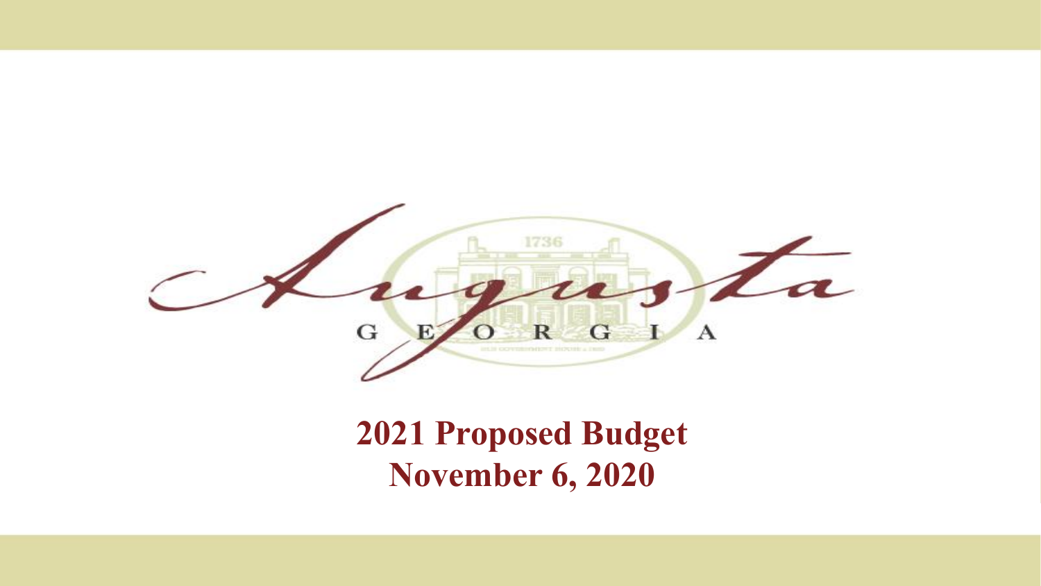Augusta

GEORGIA

# 2021 Proposed Budget
## November 6, 2020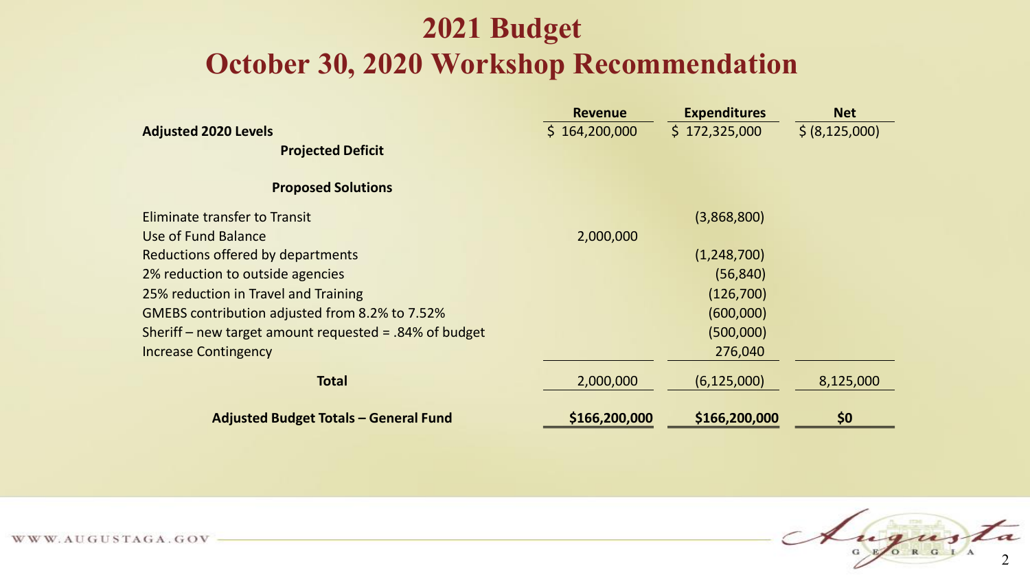# 2021 Budget
## October 30, 2020 Workshop Recommendation

| | Revenue | Expenditures | Net |
|---|---|---|---|
| **Adjusted 2020 Levels** | $ 164,200,000 | $ 172,325,000 | $ (8,125,000) |
| **Projected Deficit** | | | |
| **Proposed Solutions** | | | |
| Eliminate transfer to Transit | | (3,868,800) | |
| Use of Fund Balance | 2,000,000 | | |
| Reductions offered by departments | | (1,248,700) | |
| 2% reduction to outside agencies | | (56,840) | |
| 25% reduction in Travel and Training | | (126,700) | |
| GMEBS contribution adjusted from 8.2% to 7.52% | | (600,000) | |
| Sheriff – new target amount requested = .84% of budget | | (500,000) | |
| Increase Contingency | | 276,040 | |
| **Total** | 2,000,000 | (6,125,000) | 8,125,000 |
| **Adjusted Budget Totals – General Fund** | **$166,200,000** | **$166,200,000** | **$0** |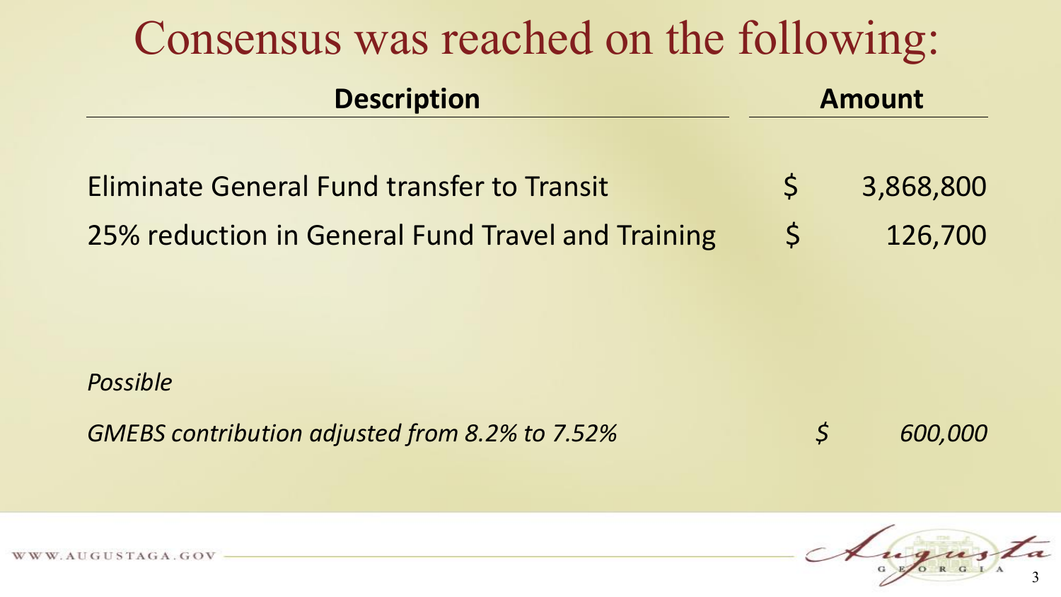# Consensus was reached on the following:

| Description | Amount |
|---|---|
| Eliminate General Fund transfer to Transit | $ 3,868,800 |
| 25% reduction in General Fund Travel and Training | $ 126,700 |

*Possible*

| | |
|---|---|
| *GMEBS contribution adjusted from 8.2% to 7.52%* | *$ 600,000* |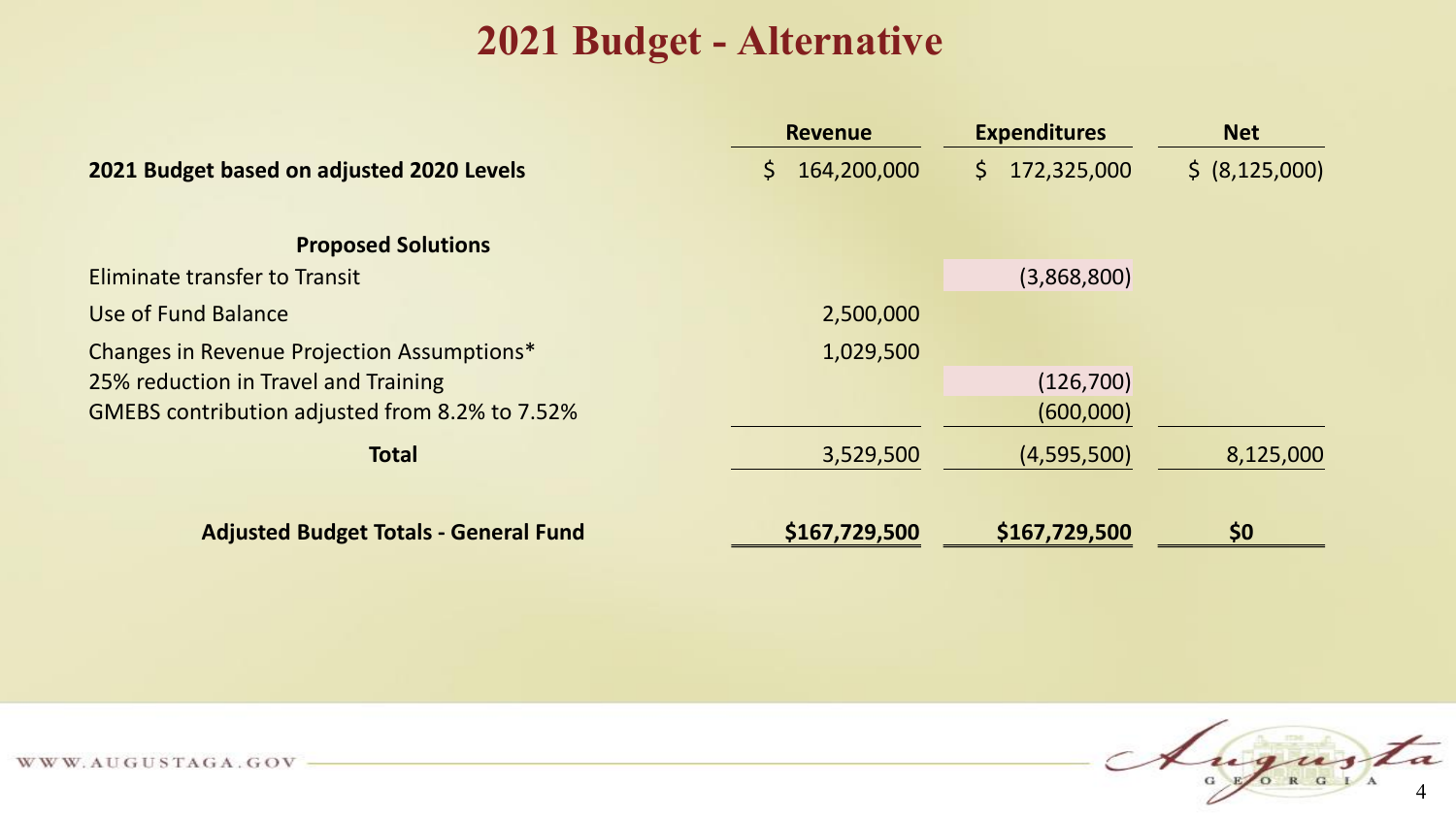# 2021 Budget - Alternative

| | Revenue | Expenditures | Net |
|---|---|---|---|
| **2021 Budget based on adjusted 2020 Levels** | $ 164,200,000 | $ 172,325,000 | $ (8,125,000) |
| | | | |
| **Proposed Solutions** | | | |
| Eliminate transfer to Transit | | (3,868,800) | |
| Use of Fund Balance | 2,500,000 | | |
| Changes in Revenue Projection Assumptions* | 1,029,500 | | |
| 25% reduction in Travel and Training | | (126,700) | |
| GMEBS contribution adjusted from 8.2% to 7.52% | | (600,000) | |
| **Total** | 3,529,500 | (4,595,500) | 8,125,000 |
| | | | |
| **Adjusted Budget Totals - General Fund** | **$167,729,500** | **$167,729,500** | **$0** |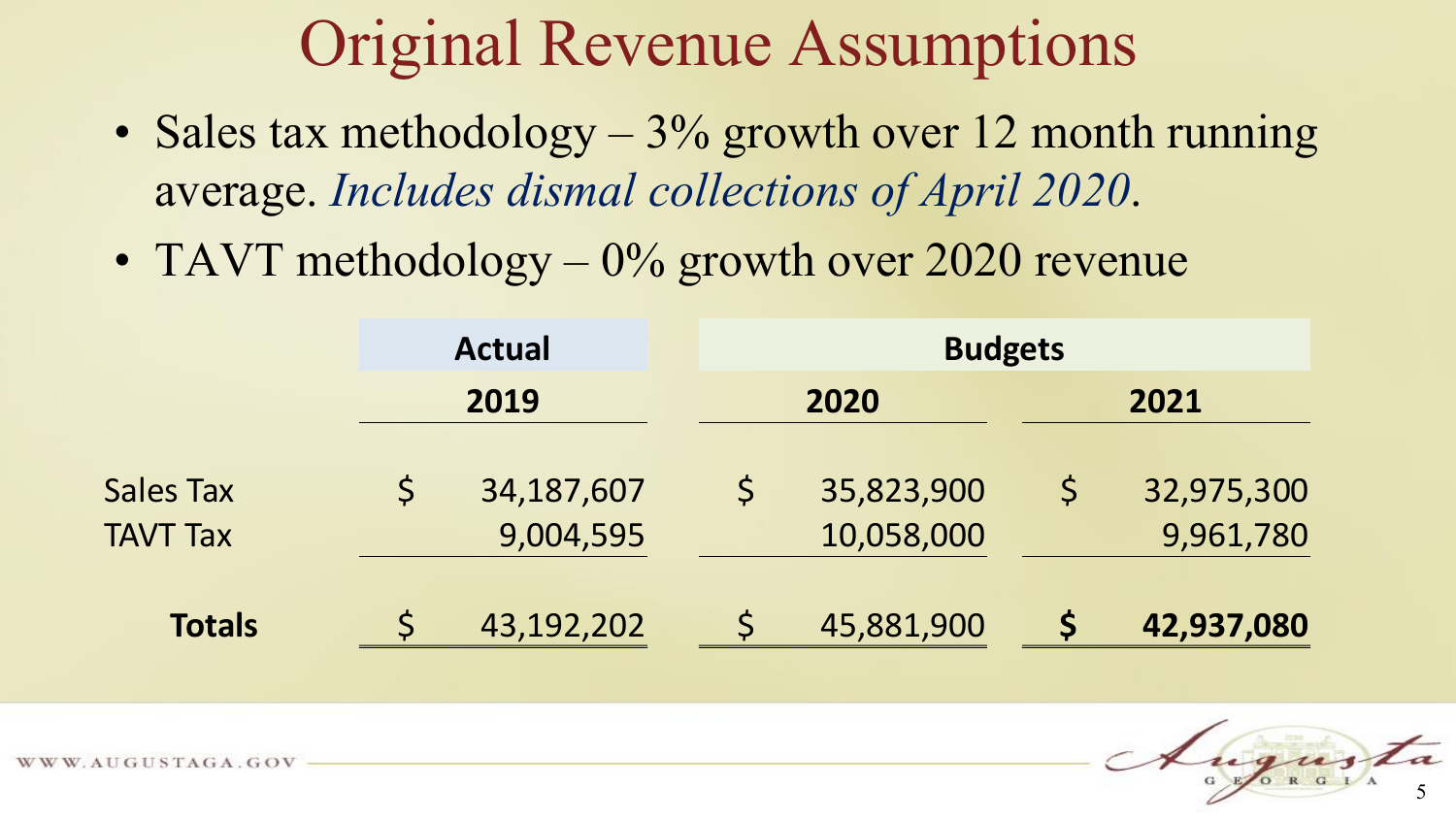# Original Revenue Assumptions

- Sales tax methodology – 3% growth over 12 month running average. *Includes dismal collections of April 2020.*
- TAVT methodology – 0% growth over 2020 revenue

| | Actual | Budgets | |
|---|---|---|---|
| | 2019 | 2020 | 2021 |
| Sales Tax | $ 34,187,607 | $ 35,823,900 | $ 32,975,300 |
| TAVT Tax | 9,004,595 | 10,058,000 | 9,961,780 |
| **Totals** | $ 43,192,202 | $ 45,881,900 | **$ 42,937,080** |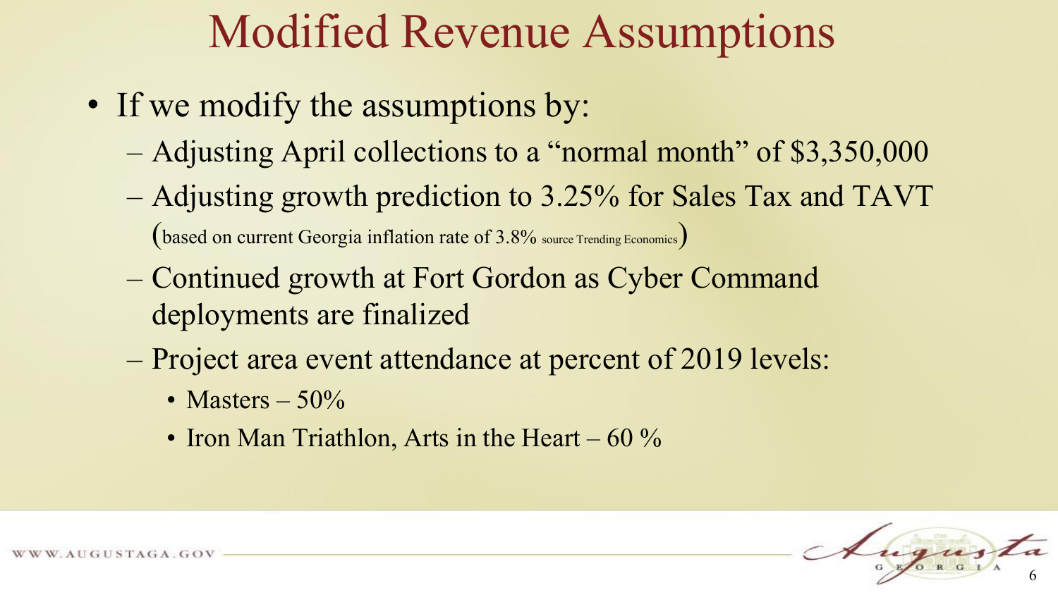# Modified Revenue Assumptions

- If we modify the assumptions by:
  - Adjusting April collections to a "normal month" of $3,350,000
  - Adjusting growth prediction to 3.25% for Sales Tax and TAVT (based on current Georgia inflation rate of 3.8% source Trending Economics)
  - Continued growth at Fort Gordon as Cyber Command deployments are finalized
  - Project area event attendance at percent of 2019 levels:
    - Masters – 50%
    - Iron Man Triathlon, Arts in the Heart – 60 %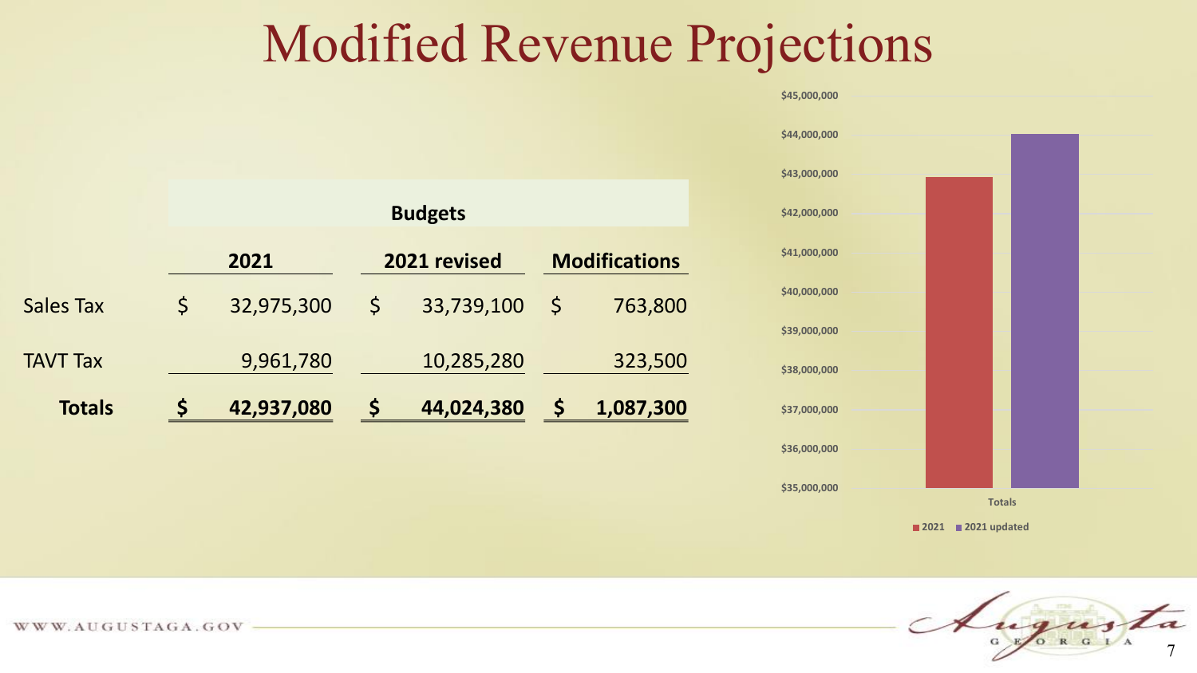# Modified Revenue Projections

| | Budgets | | |
|---|---|---|---|
| | **2021** | **2021 revised** | **Modifications** |
| Sales Tax | $ 32,975,300 | $ 33,739,100 | $ 763,800 |
| TAVT Tax | 9,961,780 | 10,285,280 | 323,500 |
| **Totals** | **$ 42,937,080** | **$ 44,024,380** | **$ 1,087,300** |

$45,000,000
$44,000,000
$43,000,000
$42,000,000
$41,000,000
$40,000,000
$39,000,000
$38,000,000
$37,000,000
$36,000,000
$35,000,000

Totals

2021 | 2021 updated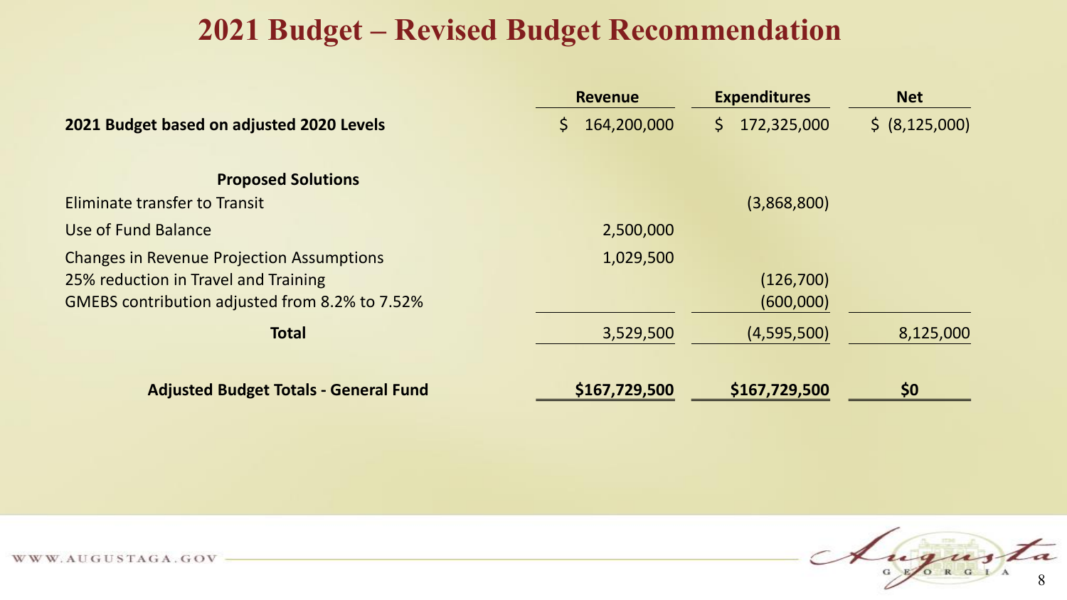# 2021 Budget – Revised Budget Recommendation

| | Revenue | Expenditures | Net |
|---|---|---|---|
| **2021 Budget based on adjusted 2020 Levels** | $ 164,200,000 | $ 172,325,000 | $ (8,125,000) |
| **Proposed Solutions** | | | |
| Eliminate transfer to Transit | | (3,868,800) | |
| Use of Fund Balance | 2,500,000 | | |
| Changes in Revenue Projection Assumptions | 1,029,500 | | |
| 25% reduction in Travel and Training | | (126,700) | |
| GMEBS contribution adjusted from 8.2% to 7.52% | | (600,000) | |
| **Total** | 3,529,500 | (4,595,500) | 8,125,000 |
| **Adjusted Budget Totals - General Fund** | **$167,729,500** | **$167,729,500** | **$0** |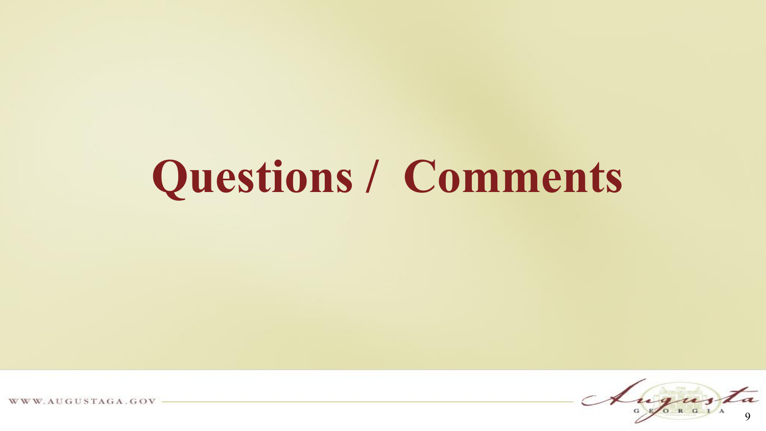# Questions / Comments